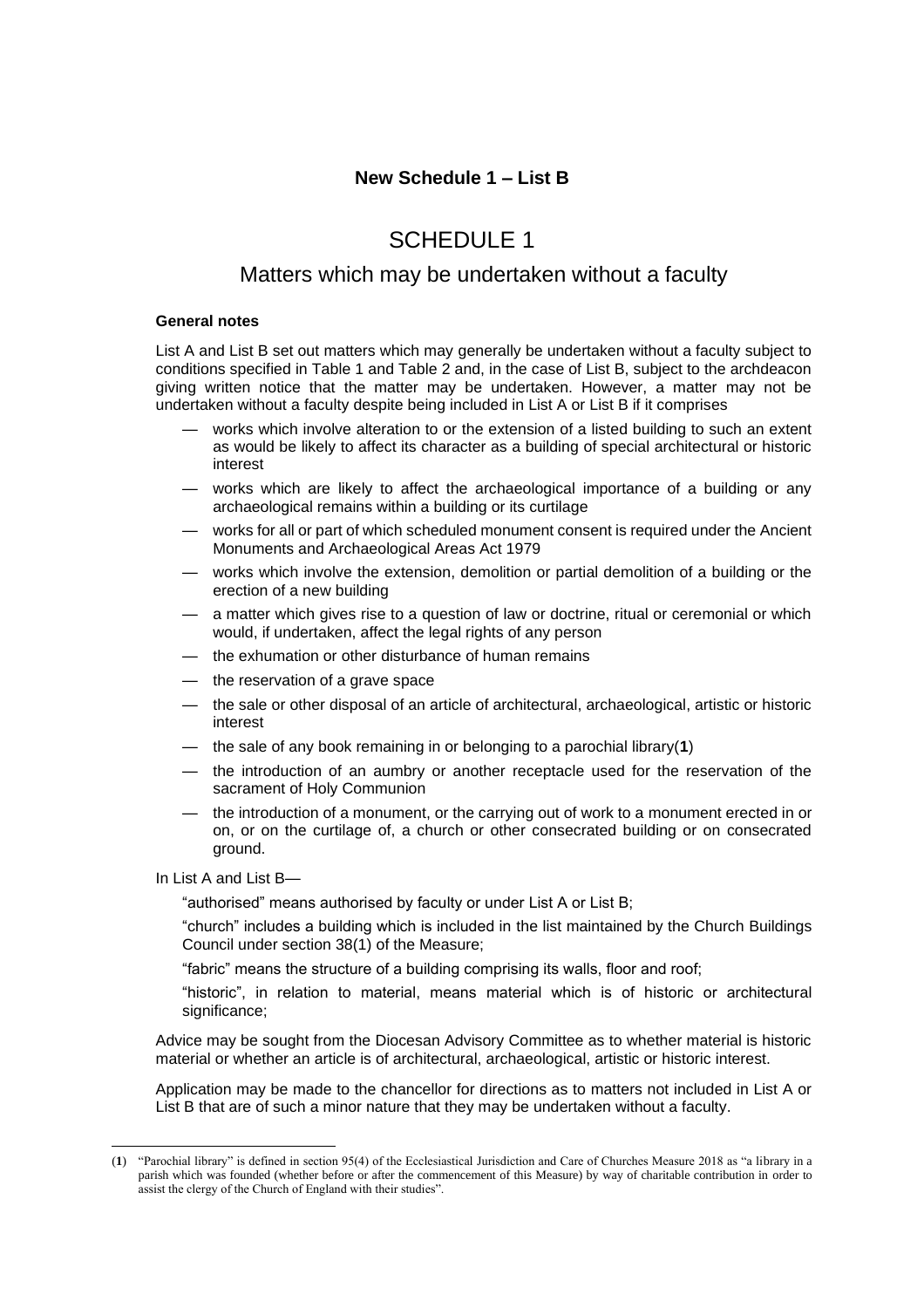**New Schedule 1 – List B**

# SCHEDULE 1

## Matters which may be undertaken without a faculty

**General notes**

List A and List B set out matters which may generally be undertaken without a faculty subject to conditions specified in Table 1 and Table 2 and, in the case of List B, subject to the archdeacon giving written notice that the matter may be undertaken. However, a matter may not be undertaken without a faculty despite being included in List A or List B if it comprises

- works which involve alteration to or the extension of a listed building to such an extent as would be likely to affect its character as a building of special architectural or historic interest
- works which are likely to affect the archaeological importance of a building or any archaeological remains within a building or its curtilage
- works for all or part of which scheduled monument consent is required under the Ancient Monuments and Archaeological Areas Act 1979
- works which involve the extension, demolition or partial demolition of a building or the erection of a new building
- a matter which gives rise to a question of law or doctrine, ritual or ceremonial or which would, if undertaken, affect the legal rights of any person
- the exhumation or other disturbance of human remains
- the reservation of a grave space
- the sale or other disposal of an article of architectural, archaeological, artistic or historic interest
- the sale of any book remaining in or belonging to a parochial library(**1**)
- the introduction of an aumbry or another receptacle used for the reservation of the sacrament of Holy Communion
- the introduction of a monument, or the carrying out of work to a monument erected in or on, or on the curtilage of, a church or other consecrated building or on consecrated ground.

In List A and List B—

"authorised" means authorised by faculty or under List A or List B;

"church" includes a building which is included in the list maintained by the Church Buildings Council under section 38(1) of the Measure;

"fabric" means the structure of a building comprising its walls, floor and roof;

"historic", in relation to material, means material which is of historic or architectural significance;

Advice may be sought from the Diocesan Advisory Committee as to whether material is historic material or whether an article is of architectural, archaeological, artistic or historic interest.

Application may be made to the chancellor for directions as to matters not included in List A or List B that are of such a minor nature that they may be undertaken without a faculty.

(**1**) "Parochial library" is defined in section 95(4) of the Ecclesiastical Jurisdiction and Care of Churches Measure 2018 as "a library in a parish which was founded (whether before or after the commencement of this Measure) by way of charitable contribution in order to assist the clergy of the Church of England with their studies".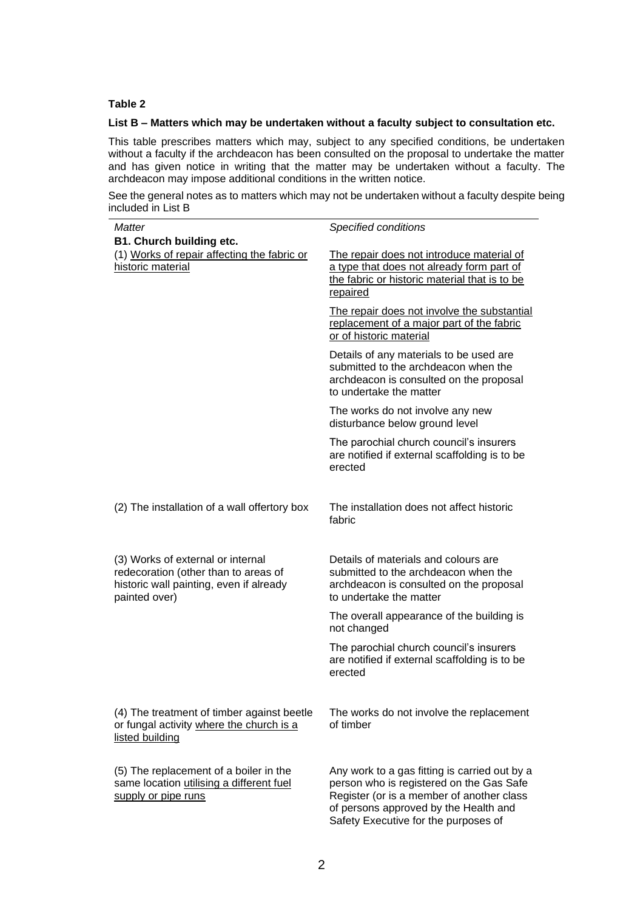**Table 2**

**List B – Matters which may be undertaken without a faculty subject to consultation etc.**

This table prescribes matters which may, subject to any specified conditions, be undertaken without a faculty if the archdeacon has been consulted on the proposal to undertake the matter and has given notice in writing that the matter may be undertaken without a faculty. The archdeacon may impose additional conditions in the written notice.

See the general notes as to matters which may not be undertaken without a faculty despite being included in List B

| *Matter* | *Specified conditions* |
|---|---|
| **B1. Church building etc.** | |
| (1) <u>Works of repair affecting the fabric or historic material</u> | <u>The repair does not introduce material of a type that does not already form part of the fabric or historic material that is to be repaired</u> |
| | <u>The repair does not involve the substantial replacement of a major part of the fabric or of historic material</u> |
| | Details of any materials to be used are submitted to the archdeacon when the archdeacon is consulted on the proposal to undertake the matter |
| | The works do not involve any new disturbance below ground level |
| | The parochial church council's insurers are notified if external scaffolding is to be erected |
| (2) The installation of a wall offertory box | The installation does not affect historic fabric |
| (3) Works of external or internal redecoration (other than to areas of historic wall painting, even if already painted over) | Details of materials and colours are submitted to the archdeacon when the archdeacon is consulted on the proposal to undertake the matter |
| | The overall appearance of the building is not changed |
| | The parochial church council's insurers are notified if external scaffolding is to be erected |
| (4) The treatment of timber against beetle or fungal activity <u>where the church is a listed building</u> | The works do not involve the replacement of timber |
| (5) The replacement of a boiler in the same location <u>utilising a different fuel supply or pipe runs</u> | Any work to a gas fitting is carried out by a person who is registered on the Gas Safe Register (or is a member of another class of persons approved by the Health and Safety Executive for the purposes of |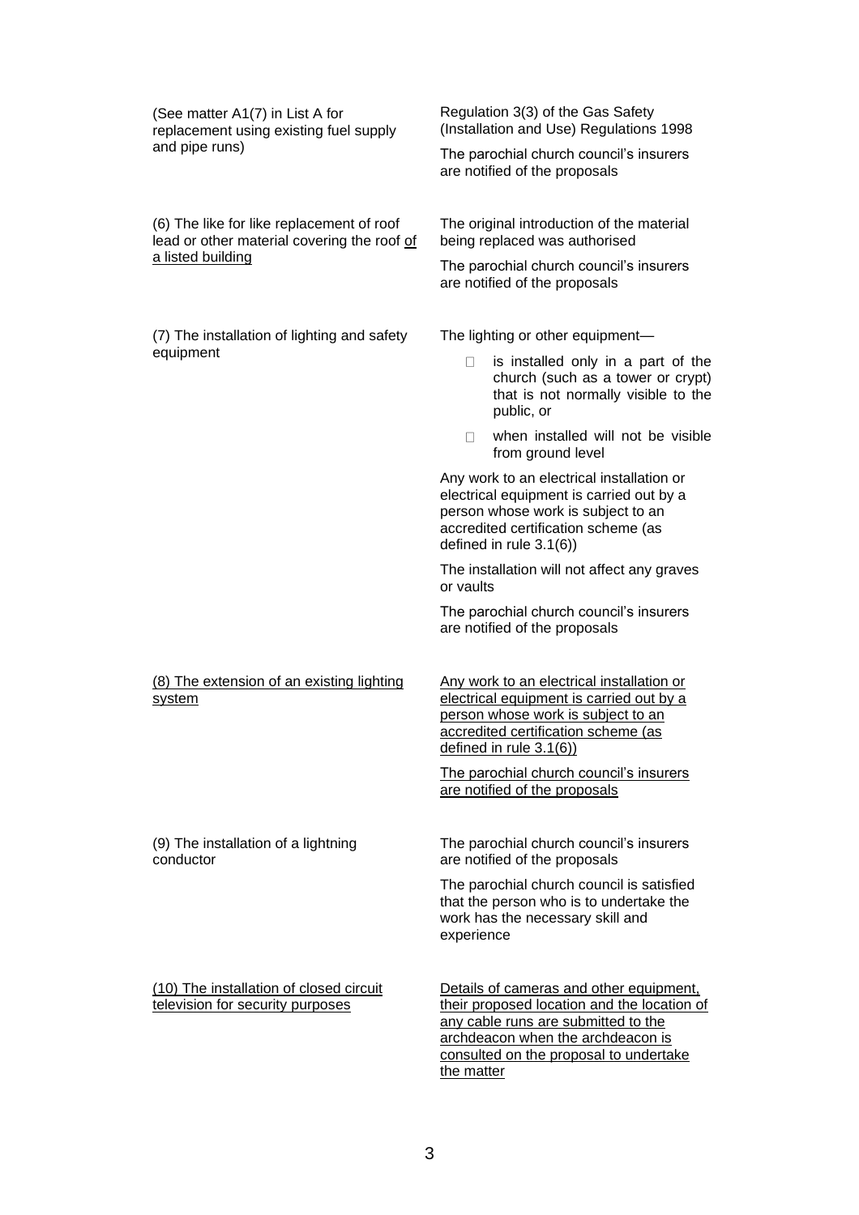| | |
|---|---|
| (See matter A1(7) in List A for replacement using existing fuel supply and pipe runs) | Regulation 3(3) of the Gas Safety (Installation and Use) Regulations 1998<br><br>The parochial church council's insurers are notified of the proposals |
| (6) The like for like replacement of roof lead or other material covering the roof <u>of a listed building</u> | The original introduction of the material being replaced was authorised<br><br>The parochial church council's insurers are notified of the proposals |
| (7) The installation of lighting and safety equipment | The lighting or other equipment—<br><br>- is installed only in a part of the church (such as a tower or crypt) that is not normally visible to the public, or<br>- when installed will not be visible from ground level<br><br>Any work to an electrical installation or electrical equipment is carried out by a person whose work is subject to an accredited certification scheme (as defined in rule 3.1(6))<br><br>The installation will not affect any graves or vaults<br><br>The parochial church council's insurers are notified of the proposals |
| <u>(8) The extension of an existing lighting system</u> | <u>Any work to an electrical installation or electrical equipment is carried out by a person whose work is subject to an accredited certification scheme (as defined in rule 3.1(6))</u><br><br><u>The parochial church council's insurers are notified of the proposals</u> |
| (9) The installation of a lightning conductor | The parochial church council's insurers are notified of the proposals<br><br>The parochial church council is satisfied that the person who is to undertake the work has the necessary skill and experience |
| <u>(10) The installation of closed circuit television for security purposes</u> | <u>Details of cameras and other equipment, their proposed location and the location of any cable runs are submitted to the archdeacon when the archdeacon is consulted on the proposal to undertake the matter</u> |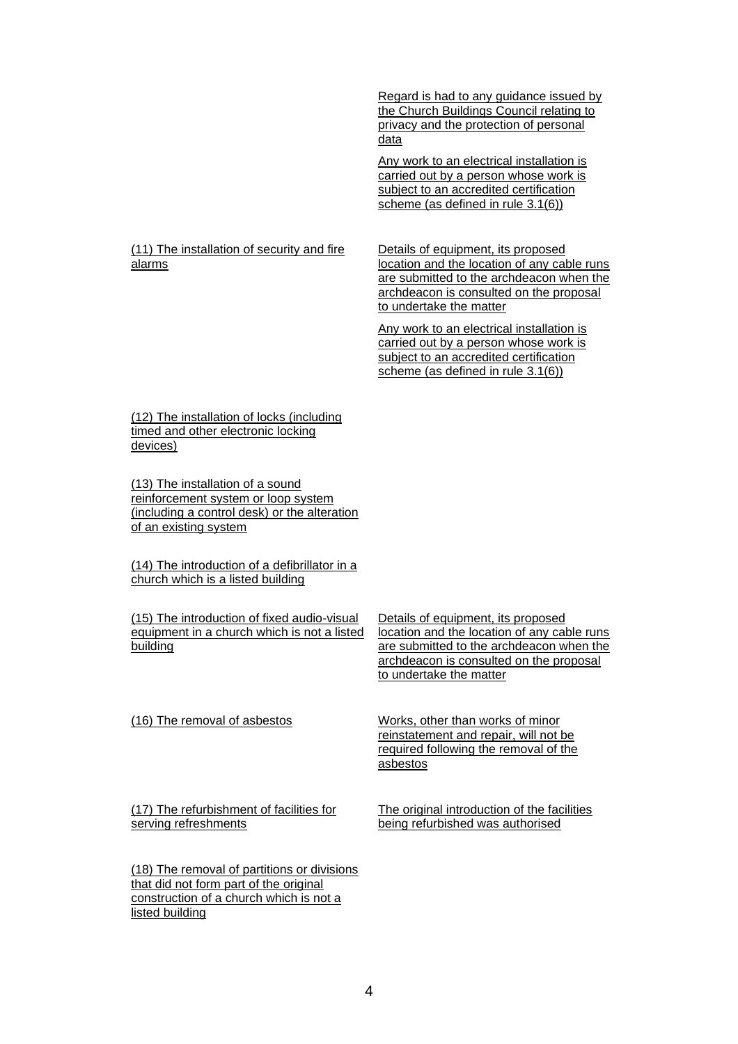| | |
|---|---|
| | Regard is had to any guidance issued by the Church Buildings Council relating to privacy and the protection of personal data<br><br>Any work to an electrical installation is carried out by a person whose work is subject to an accredited certification scheme (as defined in rule 3.1(6)) |
| (11) The installation of security and fire alarms | Details of equipment, its proposed location and the location of any cable runs are submitted to the archdeacon when the archdeacon is consulted on the proposal to undertake the matter<br><br>Any work to an electrical installation is carried out by a person whose work is subject to an accredited certification scheme (as defined in rule 3.1(6)) |
| (12) The installation of locks (including timed and other electronic locking devices) | |
| (13) The installation of a sound reinforcement system or loop system (including a control desk) or the alteration of an existing system | |
| (14) The introduction of a defibrillator in a church which is a listed building | |
| (15) The introduction of fixed audio-visual equipment in a church which is not a listed building | Details of equipment, its proposed location and the location of any cable runs are submitted to the archdeacon when the archdeacon is consulted on the proposal to undertake the matter |
| (16) The removal of asbestos | Works, other than works of minor reinstatement and repair, will not be required following the removal of the asbestos |
| (17) The refurbishment of facilities for serving refreshments | The original introduction of the facilities being refurbished was authorised |
| (18) The removal of partitions or divisions that did not form part of the original construction of a church which is not a listed building | |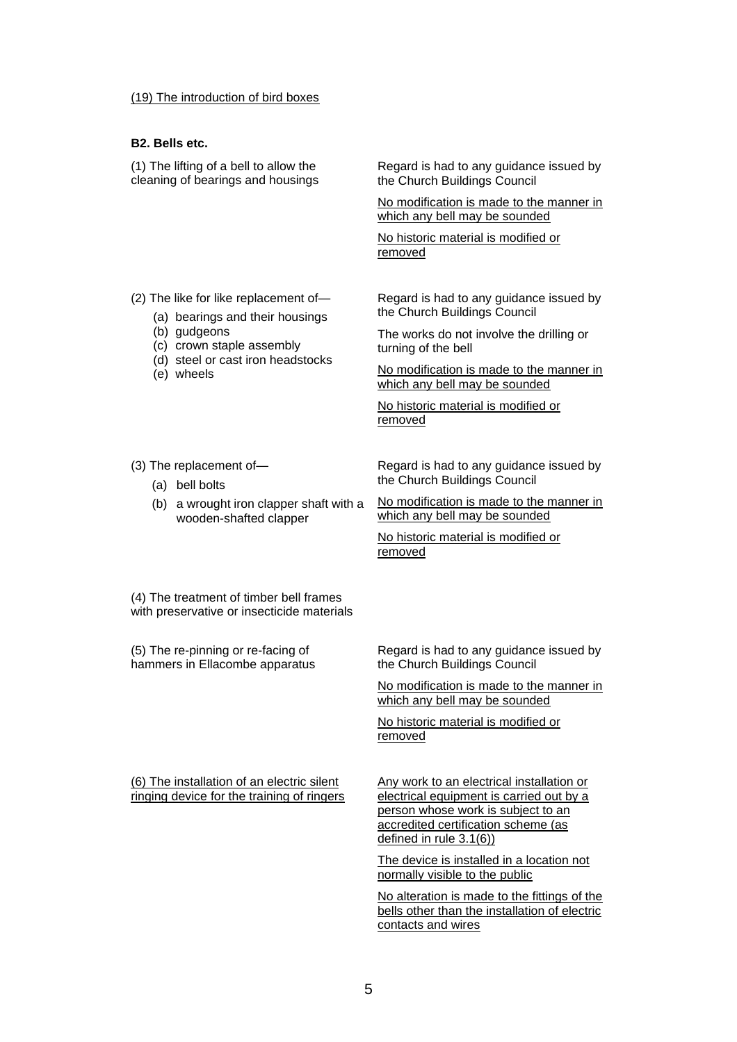(19) The introduction of bird boxes

**B2. Bells etc.**

| | |
|---|---|
| (1) The lifting of a bell to allow the cleaning of bearings and housings | Regard is had to any guidance issued by the Church Buildings Council<br><br>No modification is made to the manner in which any bell may be sounded<br><br>No historic material is modified or removed |
| (2) The like for like replacement of—<br>(a) bearings and their housings<br>(b) gudgeons<br>(c) crown staple assembly<br>(d) steel or cast iron headstocks<br>(e) wheels | Regard is had to any guidance issued by the Church Buildings Council<br><br>The works do not involve the drilling or turning of the bell<br><br>No modification is made to the manner in which any bell may be sounded<br><br>No historic material is modified or removed |
| (3) The replacement of—<br>(a) bell bolts<br>(b) a wrought iron clapper shaft with a wooden-shafted clapper | Regard is had to any guidance issued by the Church Buildings Council<br><br>No modification is made to the manner in which any bell may be sounded<br><br>No historic material is modified or removed |
| (4) The treatment of timber bell frames with preservative or insecticide materials | |
| (5) The re-pinning or re-facing of hammers in Ellacombe apparatus | Regard is had to any guidance issued by the Church Buildings Council<br><br>No modification is made to the manner in which any bell may be sounded<br><br>No historic material is modified or removed |
| (6) The installation of an electric silent ringing device for the training of ringers | Any work to an electrical installation or electrical equipment is carried out by a person whose work is subject to an accredited certification scheme (as defined in rule 3.1(6))<br><br>The device is installed in a location not normally visible to the public<br><br>No alteration is made to the fittings of the bells other than the installation of electric contacts and wires |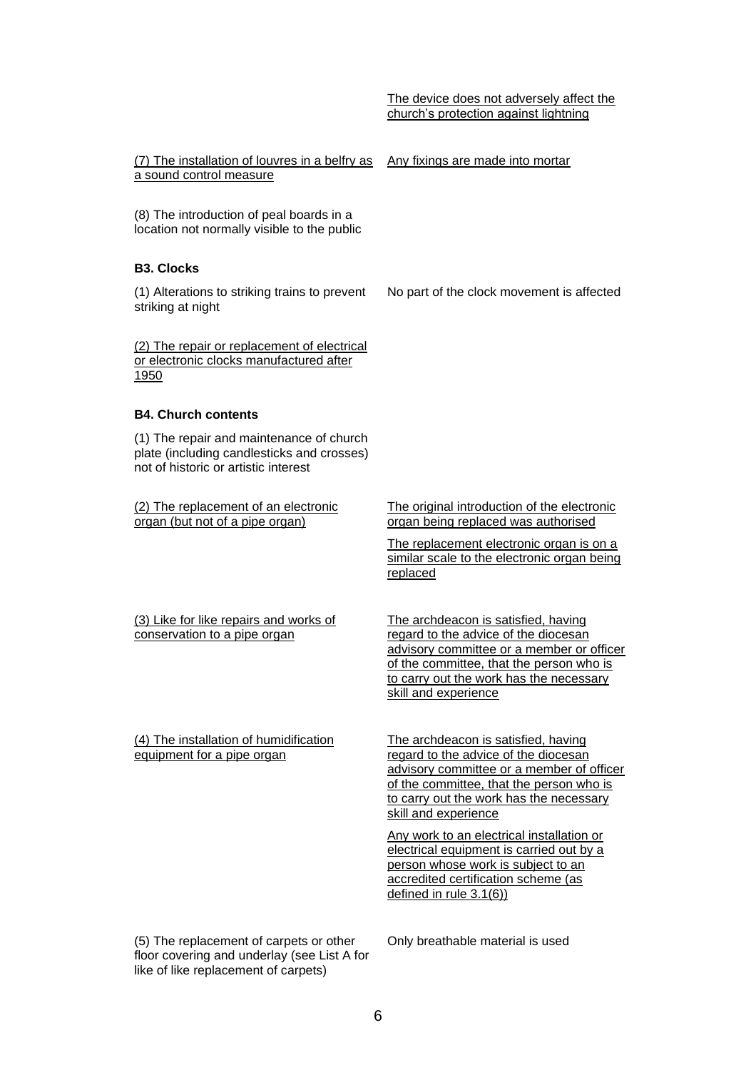| | |
|---|---|
| | The device does not adversely affect the church's protection against lightning |
| (7) The installation of louvres in a belfry as a sound control measure | Any fixings are made into mortar |
| (8) The introduction of peal boards in a location not normally visible to the public | |

**B3. Clocks**

| | |
|---|---|
| (1) Alterations to striking trains to prevent striking at night | No part of the clock movement is affected |
| (2) The repair or replacement of electrical or electronic clocks manufactured after 1950 | |

**B4. Church contents**

| | |
|---|---|
| (1) The repair and maintenance of church plate (including candlesticks and crosses) not of historic or artistic interest | |
| (2) The replacement of an electronic organ (but not of a pipe organ) | The original introduction of the electronic organ being replaced was authorised<br><br>The replacement electronic organ is on a similar scale to the electronic organ being replaced |
| (3) Like for like repairs and works of conservation to a pipe organ | The archdeacon is satisfied, having regard to the advice of the diocesan advisory committee or a member or officer of the committee, that the person who is to carry out the work has the necessary skill and experience |
| (4) The installation of humidification equipment for a pipe organ | The archdeacon is satisfied, having regard to the advice of the diocesan advisory committee or a member of officer of the committee, that the person who is to carry out the work has the necessary skill and experience<br><br>Any work to an electrical installation or electrical equipment is carried out by a person whose work is subject to an accredited certification scheme (as defined in rule 3.1(6)) |
| (5) The replacement of carpets or other floor covering and underlay (see List A for like of like replacement of carpets) | Only breathable material is used |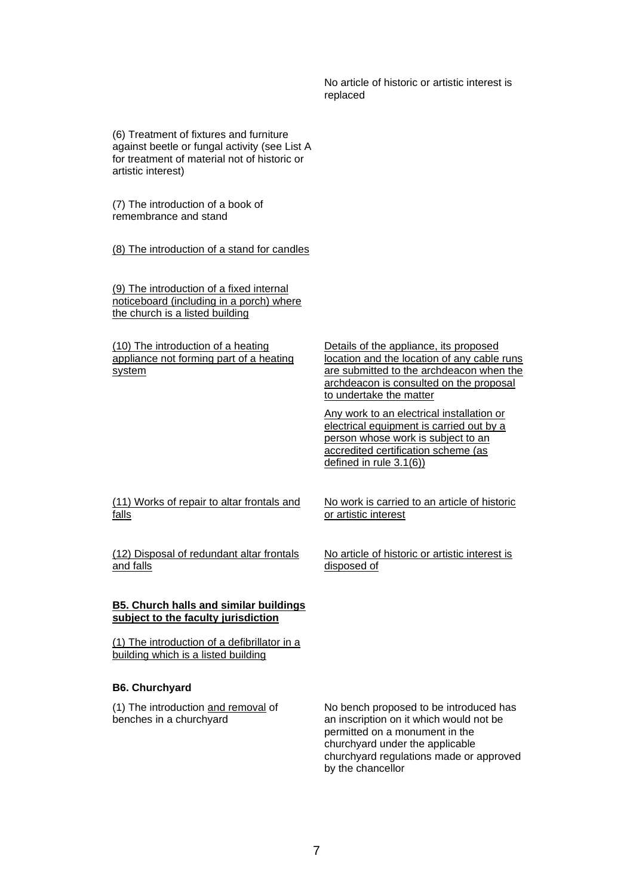| | |
|---|---|
| | No article of historic or artistic interest is replaced |
| (6) Treatment of fixtures and furniture against beetle or fungal activity (see List A for treatment of material not of historic or artistic interest) | |
| (7) The introduction of a book of remembrance and stand | |
| <u>(8) The introduction of a stand for candles</u> | |
| <u>(9) The introduction of a fixed internal noticeboard (including in a porch) where the church is a listed building</u> | |
| <u>(10) The introduction of a heating appliance not forming part of a heating system</u> | <u>Details of the appliance, its proposed location and the location of any cable runs are submitted to the archdeacon when the archdeacon is consulted on the proposal to undertake the matter</u><br><br><u>Any work to an electrical installation or electrical equipment is carried out by a person whose work is subject to an accredited certification scheme (as defined in rule 3.1(6))</u> |
| <u>(11) Works of repair to altar frontals and falls</u> | <u>No work is carried to an article of historic or artistic interest</u> |
| <u>(12) Disposal of redundant altar frontals and falls</u> | <u>No article of historic or artistic interest is disposed of</u> |

<u>**B5. Church halls and similar buildings subject to the faculty jurisdiction**</u>

| | |
|---|---|
| <u>(1) The introduction of a defibrillator in a building which is a listed building</u> | |

**B6. Churchyard**

| | |
|---|---|
| (1) The introduction <u>and removal</u> of benches in a churchyard | No bench proposed to be introduced has an inscription on it which would not be permitted on a monument in the churchyard under the applicable churchyard regulations made or approved by the chancellor |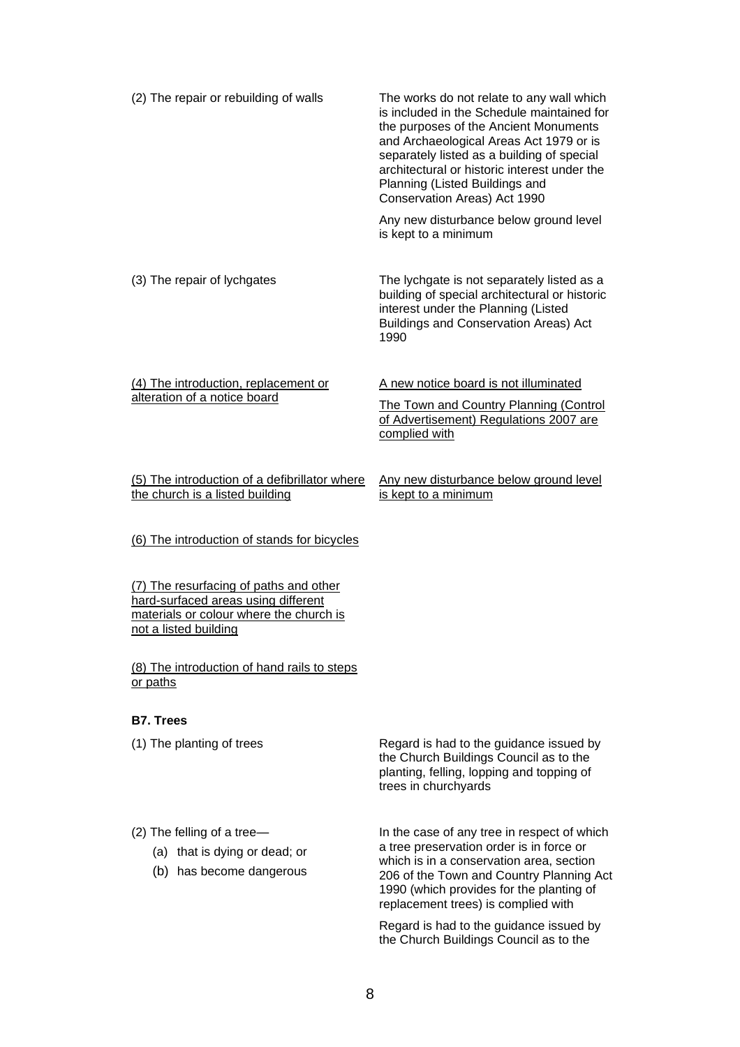| | |
|---|---|
| (2) The repair or rebuilding of walls | The works do not relate to any wall which is included in the Schedule maintained for the purposes of the Ancient Monuments and Archaeological Areas Act 1979 or is separately listed as a building of special architectural or historic interest under the Planning (Listed Buildings and Conservation Areas) Act 1990<br><br>Any new disturbance below ground level is kept to a minimum |
| (3) The repair of lychgates | The lychgate is not separately listed as a building of special architectural or historic interest under the Planning (Listed Buildings and Conservation Areas) Act 1990 |
| <u>(4) The introduction, replacement or alteration of a notice board</u> | <u>A new notice board is not illuminated</u><br><br><u>The Town and Country Planning (Control of Advertisement) Regulations 2007 are complied with</u> |
| <u>(5) The introduction of a defibrillator where the church is a listed building</u> | <u>Any new disturbance below ground level is kept to a minimum</u> |
| <u>(6) The introduction of stands for bicycles</u> | |
| <u>(7) The resurfacing of paths and other hard-surfaced areas using different materials or colour where the church is not a listed building</u> | |
| <u>(8) The introduction of hand rails to steps or paths</u> | |

**B7. Trees**

| | |
|---|---|
| (1) The planting of trees | Regard is had to the guidance issued by the Church Buildings Council as to the planting, felling, lopping and topping of trees in churchyards |
| (2) The felling of a tree—<br>(a) that is dying or dead; or<br>(b) has become dangerous | In the case of any tree in respect of which a tree preservation order is in force or which is in a conservation area, section 206 of the Town and Country Planning Act 1990 (which provides for the planting of replacement trees) is complied with<br><br>Regard is had to the guidance issued by the Church Buildings Council as to the |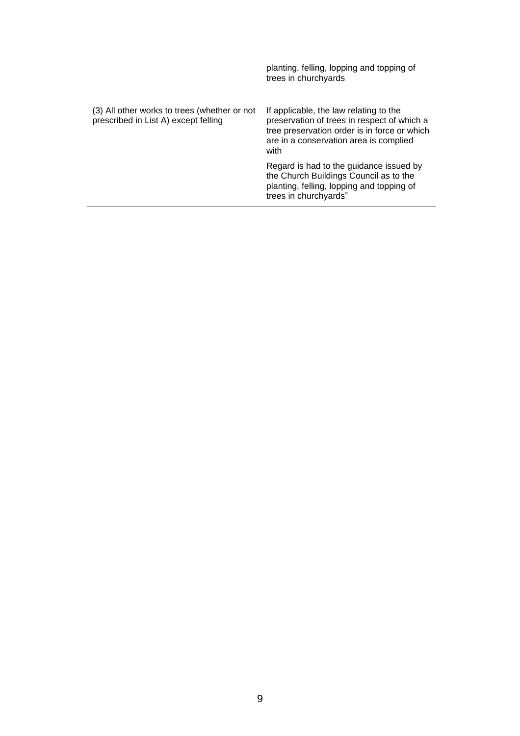| | |
|---|---|
| | planting, felling, lopping and topping of trees in churchyards |
| (3) All other works to trees (whether or not prescribed in List A) except felling | If applicable, the law relating to the preservation of trees in respect of which a tree preservation order is in force or which are in a conservation area is complied with<br><br>Regard is had to the guidance issued by the Church Buildings Council as to the planting, felling, lopping and topping of trees in churchyards” |